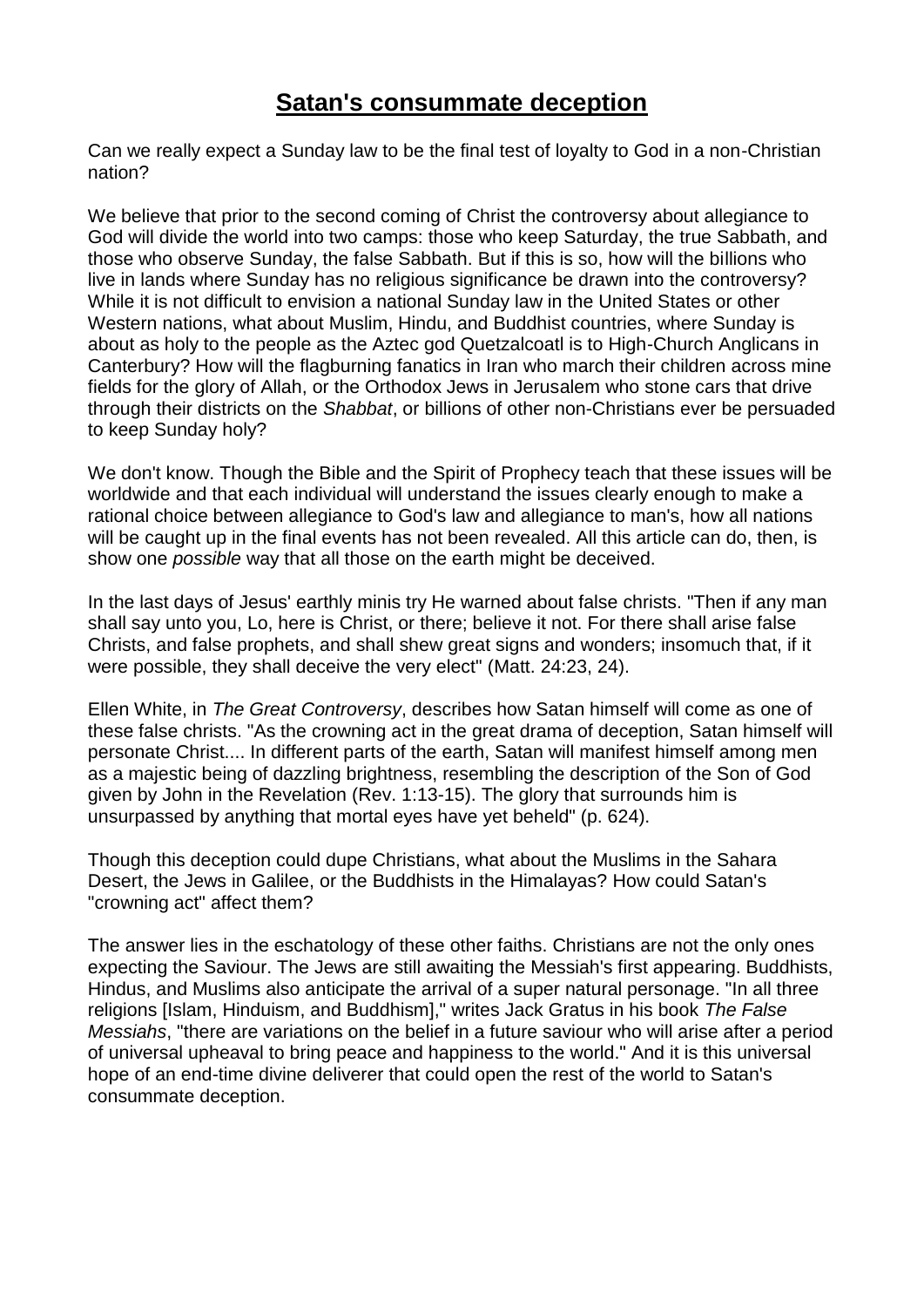# **Satan's consummate deception**

Can we really expect a Sunday law to be the final test of loyalty to God in a non-Christian nation?

We believe that prior to the second coming of Christ the controversy about allegiance to God will divide the world into two camps: those who keep Saturday, the true Sabbath, and those who observe Sunday, the false Sabbath. But if this is so, how will the billions who live in lands where Sunday has no religious significance be drawn into the controversy? While it is not difficult to envision a national Sunday law in the United States or other Western nations, what about Muslim, Hindu, and Buddhist countries, where Sunday is about as holy to the people as the Aztec god Quetzalcoatl is to High-Church Anglicans in Canterbury? How will the flagburning fanatics in Iran who march their children across mine fields for the glory of Allah, or the Orthodox Jews in Jerusalem who stone cars that drive through their districts on the *Shabbat*, or billions of other non-Christians ever be persuaded to keep Sunday holy?

We don't know. Though the Bible and the Spirit of Prophecy teach that these issues will be worldwide and that each individual will understand the issues clearly enough to make a rational choice between allegiance to God's law and allegiance to man's, how all nations will be caught up in the final events has not been revealed. All this article can do, then, is show one *possible* way that all those on the earth might be deceived.

In the last days of Jesus' earthly minis try He warned about false christs. "Then if any man shall say unto you, Lo, here is Christ, or there; believe it not. For there shall arise false Christs, and false prophets, and shall shew great signs and wonders; insomuch that, if it were possible, they shall deceive the very elect" (Matt. 24:23, 24).

Ellen White, in *The Great Controversy*, describes how Satan himself will come as one of these false christs. "As the crowning act in the great drama of deception, Satan himself will personate Christ.... In different parts of the earth, Satan will manifest himself among men as a majestic being of dazzling brightness, resembling the description of the Son of God given by John in the Revelation (Rev. 1:13-15). The glory that surrounds him is unsurpassed by anything that mortal eyes have yet beheld" (p. 624).

Though this deception could dupe Christians, what about the Muslims in the Sahara Desert, the Jews in Galilee, or the Buddhists in the Himalayas? How could Satan's "crowning act" affect them?

The answer lies in the eschatology of these other faiths. Christians are not the only ones expecting the Saviour. The Jews are still awaiting the Messiah's first appearing. Buddhists, Hindus, and Muslims also anticipate the arrival of a super natural personage. "In all three religions [Islam, Hinduism, and Buddhism]," writes Jack Gratus in his book *The False Messiahs*, "there are variations on the belief in a future saviour who will arise after a period of universal upheaval to bring peace and happiness to the world." And it is this universal hope of an end-time divine deliverer that could open the rest of the world to Satan's consummate deception.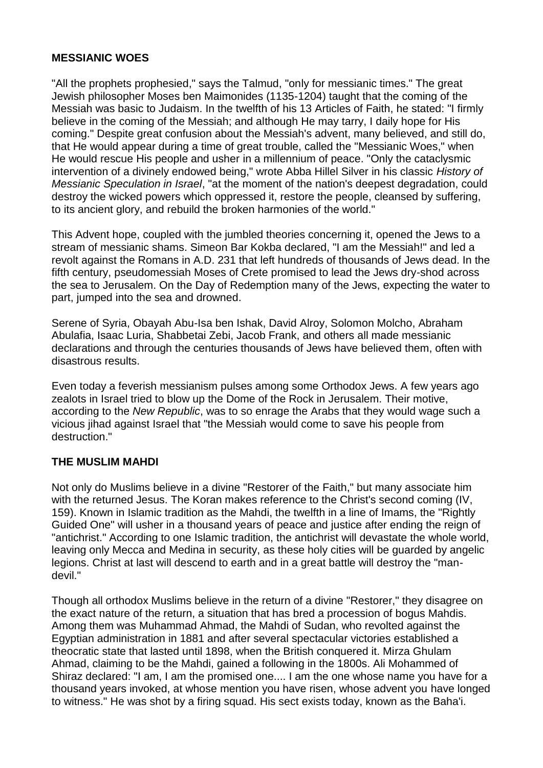## MESSIANIC WOES

"All the prophets prophesied," says the Talmud, "only for messianic times." The great Jewish philosopher Moses ben Maimonides (1135-1204) taught that the coming of the Messiah was basic to Judaism. In the twelfth of his 13 Articles of Faith, he stated: "I firmly believe in the coming of the Messiah; and although He may tarry, I daily hope for His coming." Despite great confusion about the Messiah's advent, many believed, and still do, that He would appear during a time of great trouble, called the "Messianic Woes," when He would rescue His people and usher in a millennium of peace. "Only the cataclysmic intervention of a divinely endowed being," wrote Abba Hillel Silver in his classic *History of Messianic Speculation in Israel*, "at the moment of the nation's deepest degradation, could destroy the wicked powers which oppressed it, restore the people, cleansed by suffering, to its ancient glory, and rebuild the broken harmonies of the world."

This Advent hope, coupled with the jumbled theories concerning it, opened the Jews to a stream of messianic shams. Simeon Bar Kokba declared, "I am the Messiah!" and led a revolt against the Romans in A.D. 231 that left hundreds of thousands of Jews dead. In the fifth century, pseudomessiah Moses of Crete promised to lead the Jews dry-shod across the sea to Jerusalem. On the Day of Redemption many of the Jews, expecting the water to part, jumped into the sea and drowned.

Serene of Syria, Obayah Abu-Isa ben Ishak, David Alroy, Solomon Molcho, Abraham Abulafia, Isaac Luria, Shabbetai Zebi, Jacob Frank, and others all made messianic declarations and through the centuries thousands of Jews have believed them, often with disastrous results.

Even today a feverish messianism pulses among some Orthodox Jews. A few years ago zealots in Israel tried to blow up the Dome of the Rock in Jerusalem. Their motive, according to the *New Republic*, was to so enrage the Arabs that they would wage such a vicious jihad against Israel that "the Messiah would come to save his people from destruction."

## THE MUSLIM MAHDI

Not only do Muslims believe in a divine "Restorer of the Faith," but many associate him with the returned Jesus. The Koran makes reference to the Christ's second coming (IV, 159). Known in Islamic tradition as the Mahdi, the twelfth in a line of Imams, the "Rightly Guided One" will usher in a thousand years of peace and justice after ending the reign of "antichrist." According to one Islamic tradition, the antichrist will devastate the whole world, leaving only Mecca and Medina in security, as these holy cities will be guarded by angelic legions. Christ at last will descend to earth and in a great battle will destroy the "man-devil."

Though all orthodox Muslims believe in the return of a divine "Restorer," they disagree on the exact nature of the return, a situation that has bred a procession of bogus Mahdis. Among them was Muhammad Ahmad, the Mahdi of Sudan, who revolted against the Egyptian administration in 1881 and after several spectacular victories established a theocratic state that lasted until 1898, when the British conquered it. Mirza Ghulam Ahmad, claiming to be the Mahdi, gained a following in the 1800s. Ali Mohammed of Shiraz declared: "I am, I am the promised one.... I am the one whose name you have for a thousand years invoked, at whose mention you have risen, whose advent you have longed to witness." He was shot by a firing squad. His sect exists today, known as the Baha'i.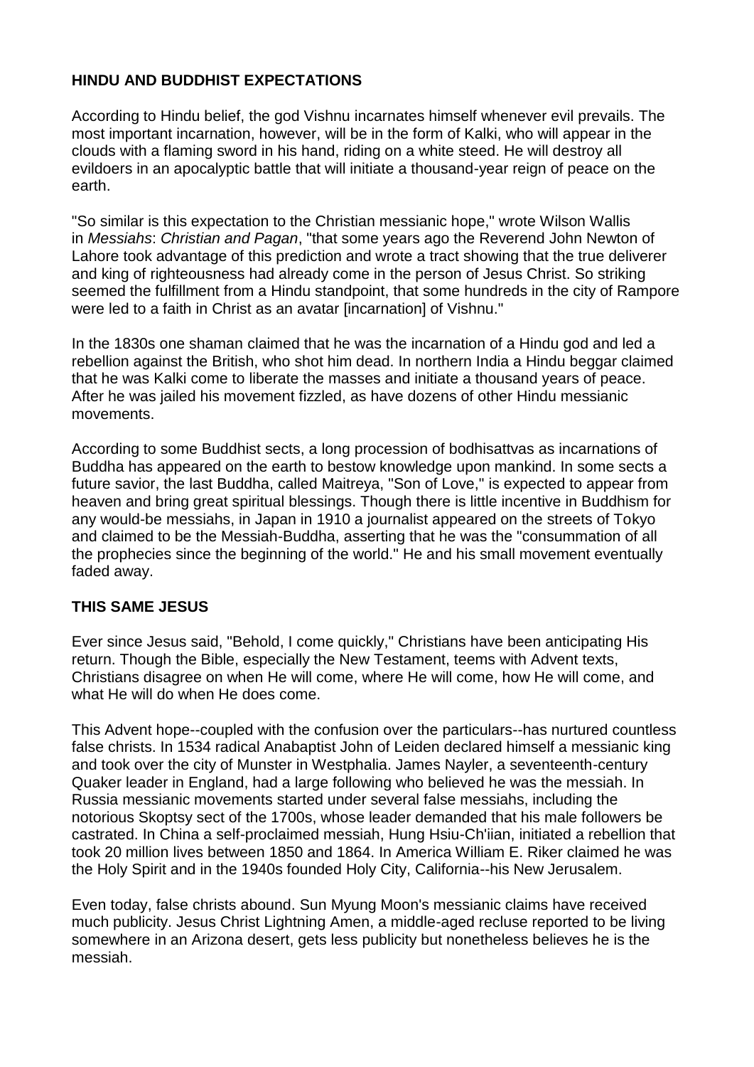## HINDU AND BUDDHIST EXPECTATIONS

According to Hindu belief, the god Vishnu incarnates himself whenever evil prevails. The most important incarnation, however, will be in the form of Kalki, who will appear in the clouds with a flaming sword in his hand, riding on a white steed. He will destroy all evildoers in an apocalyptic battle that will initiate a thousand-year reign of peace on the earth.

"So similar is this expectation to the Christian messianic hope," wrote Wilson Wallis in *Messiahs*: *Christian and Pagan*, "that some years ago the Reverend John Newton of Lahore took advantage of this prediction and wrote a tract showing that the true deliverer and king of righteousness had already come in the person of Jesus Christ. So striking seemed the fulfillment from a Hindu standpoint, that some hundreds in the city of Rampore were led to a faith in Christ as an avatar [incarnation] of Vishnu."

In the 1830s one shaman claimed that he was the incarnation of a Hindu god and led a rebellion against the British, who shot him dead. In northern India a Hindu beggar claimed that he was Kalki come to liberate the masses and initiate a thousand years of peace. After he was jailed his movement fizzled, as have dozens of other Hindu messianic movements.

According to some Buddhist sects, a long procession of bodhisattvas as incarnations of Buddha has appeared on the earth to bestow knowledge upon mankind. In some sects a future savior, the last Buddha, called Maitreya, "Son of Love," is expected to appear from heaven and bring great spiritual blessings. Though there is little incentive in Buddhism for any would-be messiahs, in Japan in 1910 a journalist appeared on the streets of Tokyo and claimed to be the Messiah-Buddha, asserting that he was the "consummation of all the prophecies since the beginning of the world." He and his small movement eventually faded away.

## THIS SAME JESUS

Ever since Jesus said, "Behold, I come quickly," Christians have been anticipating His return. Though the Bible, especially the New Testament, teems with Advent texts, Christians disagree on when He will come, where He will come, how He will come, and what He will do when He does come.

This Advent hope--coupled with the confusion over the particulars--has nurtured countless false christs. In 1534 radical Anabaptist John of Leiden declared himself a messianic king and took over the city of Munster in Westphalia. James Nayler, a seventeenth-century Quaker leader in England, had a large following who believed he was the messiah. In Russia messianic movements started under several false messiahs, including the notorious Skoptsy sect of the 1700s, whose leader demanded that his male followers be castrated. In China a self-proclaimed messiah, Hung Hsiu-Ch'iian, initiated a rebellion that took 20 million lives between 1850 and 1864. In America William E. Riker claimed he was the Holy Spirit and in the 1940s founded Holy City, California--his New Jerusalem.

Even today, false christs abound. Sun Myung Moon's messianic claims have received much publicity. Jesus Christ Lightning Amen, a middle-aged recluse reported to be living somewhere in an Arizona desert, gets less publicity but nonetheless believes he is the messiah.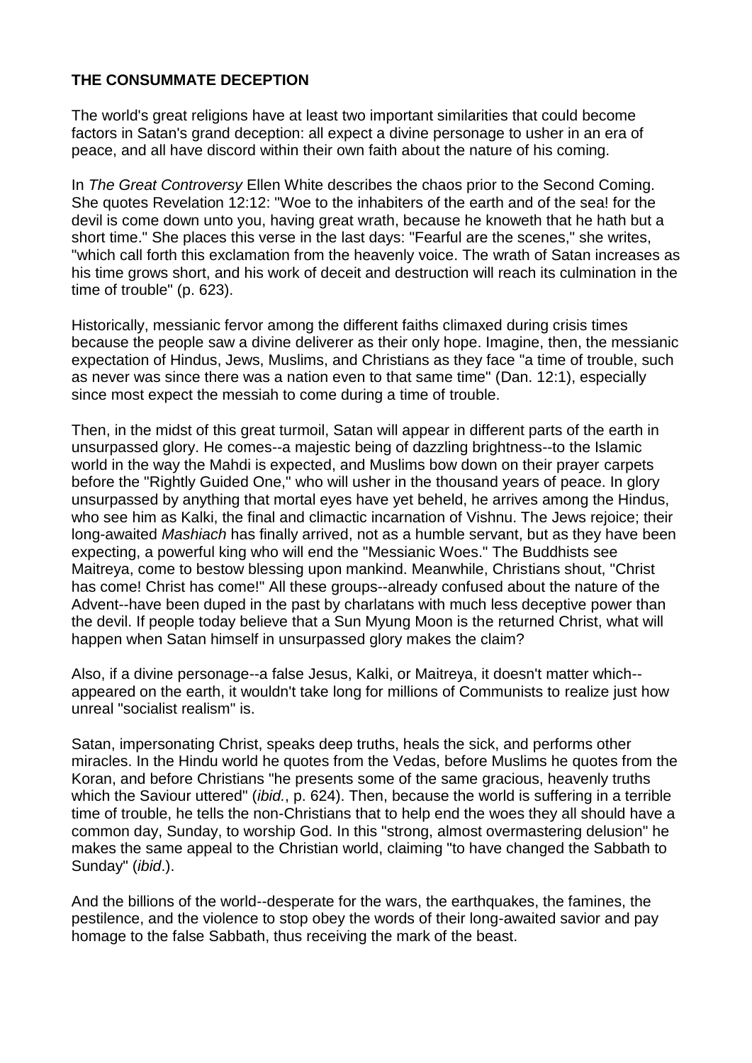**THE CONSUMMATE DECEPTION**

The world's great religions have at least two important similarities that could become factors in Satan's grand deception: all expect a divine personage to usher in an era of peace, and all have discord within their own faith about the nature of his coming.

In *The Great Controversy* Ellen White describes the chaos prior to the Second Coming. She quotes Revelation 12:12: "Woe to the inhabiters of the earth and of the sea! for the devil is come down unto you, having great wrath, because he knoweth that he hath but a short time." She places this verse in the last days: "Fearful are the scenes," she writes, "which call forth this exclamation from the heavenly voice. The wrath of Satan increases as his time grows short, and his work of deceit and destruction will reach its culmination in the time of trouble" (p. 623).

Historically, messianic fervor among the different faiths climaxed during crisis times because the people saw a divine deliverer as their only hope. Imagine, then, the messianic expectation of Hindus, Jews, Muslims, and Christians as they face "a time of trouble, such as never was since there was a nation even to that same time" (Dan. 12:1), especially since most expect the messiah to come during a time of trouble.

Then, in the midst of this great turmoil, Satan will appear in different parts of the earth in unsurpassed glory. He comes--a majestic being of dazzling brightness--to the Islamic world in the way the Mahdi is expected, and Muslims bow down on their prayer carpets before the "Rightly Guided One," who will usher in the thousand years of peace. In glory unsurpassed by anything that mortal eyes have yet beheld, he arrives among the Hindus, who see him as Kalki, the final and climactic incarnation of Vishnu. The Jews rejoice; their long-awaited *Mashiach* has finally arrived, not as a humble servant, but as they have been expecting, a powerful king who will end the "Messianic Woes." The Buddhists see Maitreya, come to bestow blessing upon mankind. Meanwhile, Christians shout, "Christ has come! Christ has come!" All these groups--already confused about the nature of the Advent--have been duped in the past by charlatans with much less deceptive power than the devil. If people today believe that a Sun Myung Moon is the returned Christ, what will happen when Satan himself in unsurpassed glory makes the claim?

Also, if a divine personage--a false Jesus, Kalki, or Maitreya, it doesn't matter which--appeared on the earth, it wouldn't take long for millions of Communists to realize just how unreal "socialist realism" is.

Satan, impersonating Christ, speaks deep truths, heals the sick, and performs other miracles. In the Hindu world he quotes from the Vedas, before Muslims he quotes from the Koran, and before Christians "he presents some of the same gracious, heavenly truths which the Saviour uttered" (*ibid.*, p. 624). Then, because the world is suffering in a terrible time of trouble, he tells the non-Christians that to help end the woes they all should have a common day, Sunday, to worship God. In this "strong, almost overmastering delusion" he makes the same appeal to the Christian world, claiming "to have changed the Sabbath to Sunday" (*ibid*.).

And the billions of the world--desperate for the wars, the earthquakes, the famines, the pestilence, and the violence to stop obey the words of their long-awaited savior and pay homage to the false Sabbath, thus receiving the mark of the beast.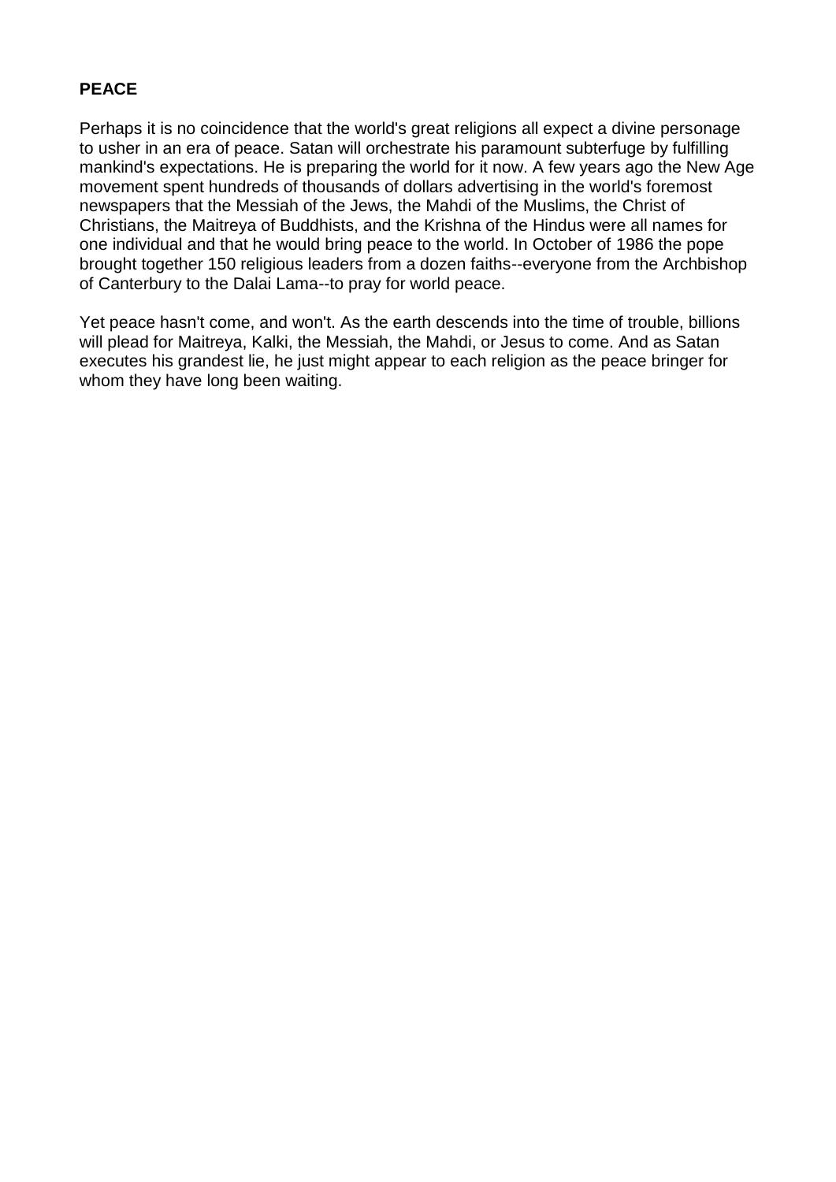**PEACE**

Perhaps it is no coincidence that the world's great religions all expect a divine personage to usher in an era of peace. Satan will orchestrate his paramount subterfuge by fulfilling mankind's expectations. He is preparing the world for it now. A few years ago the New Age movement spent hundreds of thousands of dollars advertising in the world's foremost newspapers that the Messiah of the Jews, the Mahdi of the Muslims, the Christ of Christians, the Maitreya of Buddhists, and the Krishna of the Hindus were all names for one individual and that he would bring peace to the world. In October of 1986 the pope brought together 150 religious leaders from a dozen faiths--everyone from the Archbishop of Canterbury to the Dalai Lama--to pray for world peace.

Yet peace hasn't come, and won't. As the earth descends into the time of trouble, billions will plead for Maitreya, Kalki, the Messiah, the Mahdi, or Jesus to come. And as Satan executes his grandest lie, he just might appear to each religion as the peace bringer for whom they have long been waiting.